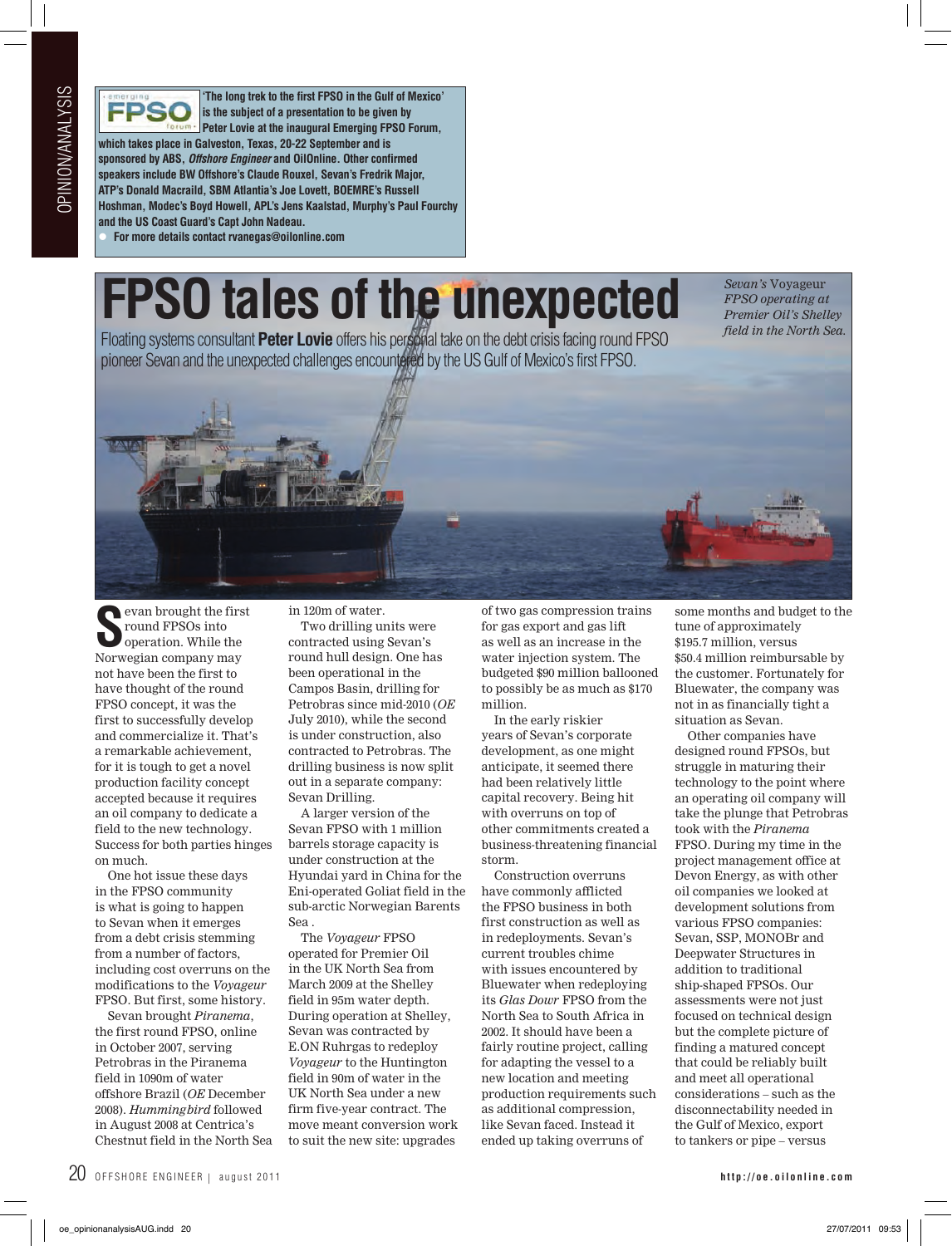'The long trek to the first FPSO in the Gulf of Mexico' is the subject of a presentation to be given by Peter Lovie at the inaugural Emerging FPSO Forum, which takes place in Galveston, Texas, 20-22 September and is sponsored by ABS, *Offshore Engineer* and OilOnline. Other confirmed speakers include BW Offshore's Claude Rouxel, Sevan's Fredrik Major, ATP's Donald Macraild, SBM Atlantia's Joe Lovett, BOEMRE's Russell Hoshman, Modec's Boyd Howell, APL's Jens Kaalstad, Murphy's Paul Fourchy and the US Coast Guard's Capt John Nadeau.

- For more details contact rvanegas@oilonline.com

# FPSO tales of the unexpected

Floating systems consultant **Peter Lovie** offers his personal take on the debt crisis facing round FPSO pioneer Sevan and the unexpected challenges encountered by the US Gulf of Mexico's first FPSO.

*Sevan's* Voyageur *FPSO operating at Premier Oil's Shelley field in the North Sea.*

Sevan brought the first round FPSOs into operation. While the Norwegian company may not have been the first to have thought of the round FPSO concept, it was the first to successfully develop and commercialize it. That's a remarkable achievement, for it is tough to get a novel production facility concept accepted because it requires an oil company to dedicate a field to the new technology. Success for both parties hinges on much.

One hot issue these days in the FPSO community is what is going to happen to Sevan when it emerges from a debt crisis stemming from a number of factors, including cost overruns on the modifications to the *Voyageur* FPSO. But first, some history.

Sevan brought *Piranema*, the first round FPSO, online in October 2007, serving Petrobras in the Piranema field in 1090m of water offshore Brazil (*OE* December 2008). *Hummingbird* followed in August 2008 at Centrica's Chestnut field in the North Sea in 120m of water.

Two drilling units were contracted using Sevan's round hull design. One has been operational in the Campos Basin, drilling for Petrobras since mid-2010 (*OE* July 2010), while the second is under construction, also contracted to Petrobras. The drilling business is now split out in a separate company: Sevan Drilling.

A larger version of the Sevan FPSO with 1 million barrels storage capacity is under construction at the Hyundai yard in China for the Eni-operated Goliat field in the sub-arctic Norwegian Barents Sea .

The *Voyageur* FPSO operated for Premier Oil in the UK North Sea from March 2009 at the Shelley field in 95m water depth. During operation at Shelley, Sevan was contracted by E.ON Ruhrgas to redeploy *Voyageur* to the Huntington field in 90m of water in the UK North Sea under a new firm five-year contract. The move meant conversion work to suit the new site: upgrades of two gas compression trains for gas export and gas lift as well as an increase in the water injection system. The budgeted $90 million ballooned to possibly be as much as $170 million.

In the early riskier years of Sevan's corporate development, as one might anticipate, it seemed there had been relatively little capital recovery. Being hit with overruns on top of other commitments created a business-threatening financial storm.

Construction overruns have commonly afflicted the FPSO business in both first construction as well as in redeployments. Sevan's current troubles chime with issues encountered by Bluewater when redeploying its *Glas Dowr* FPSO from the North Sea to South Africa in 2002. It should have been a fairly routine project, calling for adapting the vessel to a new location and meeting production requirements such as additional compression, like Sevan faced. Instead it ended up taking overruns of some months and budget to the tune of approximately $195.7 million, versus $50.4 million reimbursable by the customer. Fortunately for Bluewater, the company was not in as financially tight a situation as Sevan.

Other companies have designed round FPSOs, but struggle in maturing their technology to the point where an operating oil company will take the plunge that Petrobras took with the *Piranema* FPSO. During my time in the project management office at Devon Energy, as with other oil companies we looked at development solutions from various FPSO companies: Sevan, SSP, MONOBr and Deepwater Structures in addition to traditional ship-shaped FPSOs. Our assessments were not just focused on technical design but the complete picture of finding a matured concept that could be reliably built and meet all operational considerations – such as the disconnectability needed in the Gulf of Mexico, export to tankers or pipe – versus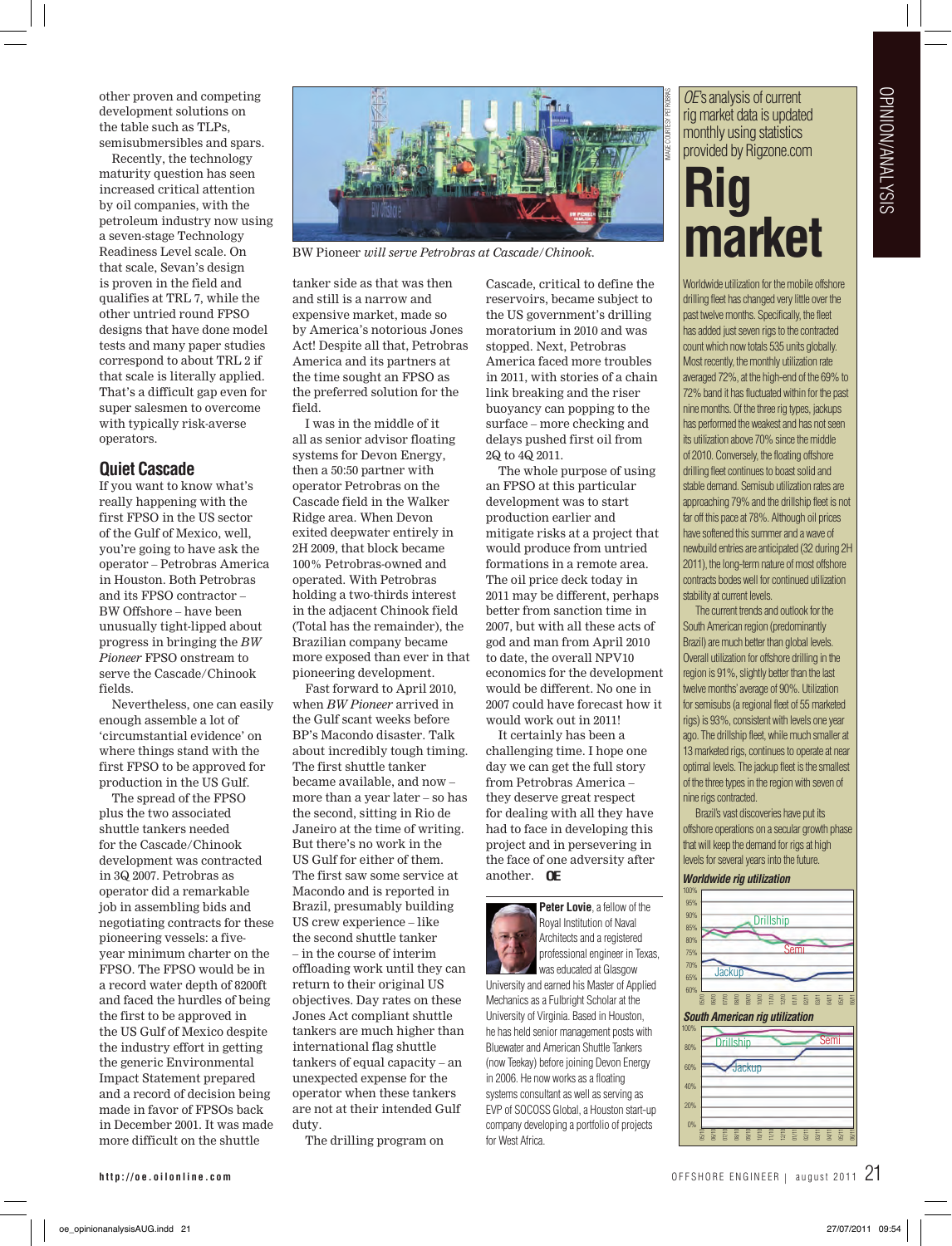other proven and competing development solutions on the table such as TLPs, semisubmersibles and spars.

Recently, the technology maturity question has seen increased critical attention by oil companies, with the petroleum industry now using a seven-stage Technology Readiness Level scale. On that scale, Sevan's design is proven in the field and qualifies at TRL 7, while the other untried round FPSO designs that have done model tests and many paper studies correspond to about TRL 2 if that scale is literally applied. That's a difficult gap even for super salesmen to overcome with typically risk-averse operators.

## Quiet Cascade

If you want to know what's really happening with the first FPSO in the US sector of the Gulf of Mexico, well, you're going to have ask the operator – Petrobras America in Houston. Both Petrobras and its FPSO contractor – BW Offshore – have been unusually tight-lipped about progress in bringing the *BW Pioneer* FPSO onstream to serve the Cascade/Chinook fields.

Nevertheless, one can easily enough assemble a lot of 'circumstantial evidence' on where things stand with the first FPSO to be approved for production in the US Gulf.

The spread of the FPSO plus the two associated shuttle tankers needed for the Cascade/Chinook development was contracted in 3Q 2007. Petrobras as operator did a remarkable job in assembling bids and negotiating contracts for these pioneering vessels: a five-year minimum charter on the FPSO. The FPSO would be in a record water depth of 8200ft and faced the hurdles of being the first to be approved in the US Gulf of Mexico despite the industry effort in getting the generic Environmental Impact Statement prepared and a record of decision being made in favor of FPSOs back in December 2001. It was made more difficult on the shuttle tanker side as that was then and still is a narrow and expensive market, made so by America's notorious Jones Act! Despite all that, Petrobras America and its partners at the time sought an FPSO as the preferred solution for the field.

IMAGE COURTESY PETROBRAS

BW Pioneer *will serve Petrobras at Cascade/Chinook.*

I was in the middle of it all as senior advisor floating systems for Devon Energy, then a 50:50 partner with operator Petrobras on the Cascade field in the Walker Ridge area. When Devon exited deepwater entirely in 2H 2009, that block became 100% Petrobras-owned and operated. With Petrobras holding a two-thirds interest in the adjacent Chinook field (Total has the remainder), the Brazilian company became more exposed than ever in that pioneering development.

Fast forward to April 2010, when *BW Pioneer* arrived in the Gulf scant weeks before BP's Macondo disaster. Talk about incredibly tough timing. The first shuttle tanker became available, and now – more than a year later – so has the second, sitting in Rio de Janeiro at the time of writing. But there's no work in the US Gulf for either of them. The first saw some service at Macondo and is reported in Brazil, presumably building US crew experience – like the second shuttle tanker – in the course of interim offloading work until they can return to their original US objectives. Day rates on these Jones Act compliant shuttle tankers are much higher than international flag shuttle tankers of equal capacity – an unexpected expense for the operator when these tankers are not at their intended Gulf duty.

The drilling program on Cascade, critical to define the reservoirs, became subject to the US government's drilling moratorium in 2010 and was stopped. Next, Petrobras America faced more troubles in 2011, with stories of a chain link breaking and the riser buoyancy can popping to the surface – more checking and delays pushed first oil from 2Q to 4Q 2011.

The whole purpose of using an FPSO at this particular development was to start production earlier and mitigate risks at a project that would produce from untried formations in a remote area. The oil price deck today in 2011 may be different, perhaps better from sanction time in 2007, but with all these acts of god and man from April 2010 to date, the overall NPV10 economics for the development would be different. No one in 2007 could have forecast how it would work out in 2011!

It certainly has been a challenging time. I hope one day we can get the full story from Petrobras America – they deserve great respect for dealing with all they have had to face in developing this project and in persevering in the face of one adversity after another. **OE**

**Peter Lovie**, a fellow of the Royal Institution of Naval Architects and a registered professional engineer in Texas, was educated at Glasgow University and earned his Master of Applied Mechanics as a Fulbright Scholar at the University of Virginia. Based in Houston, he has held senior management posts with Bluewater and American Shuttle Tankers (now Teekay) before joining Devon Energy in 2006. He now works as a floating systems consultant as well as serving as EVP of SOCOSS Global, a Houston start-up company developing a portfolio of projects for West Africa.

*OE*'s analysis of current rig market data is updated monthly using statistics provided by Rigzone.com

# Rig market

Worldwide utilization for the mobile offshore drilling fleet has changed very little over the past twelve months. Specifically, the fleet has added just seven rigs to the contracted count which now totals 535 units globally. Most recently, the monthly utilization rate averaged 72%, at the high-end of the 69% to 72% band it has fluctuated within for the past nine months. Of the three rig types, jackups has performed the weakest and has not seen its utilization above 70% since the middle of 2010. Conversely, the floating offshore drilling fleet continues to boast solid and stable demand. Semisub utilization rates are approaching 79% and the drillship fleet is not far off this pace at 78%. Although oil prices have softened this summer and a wave of newbuild entries are anticipated (32 during 2H 2011), the long-term nature of most offshore contracts bodes well for continued utilization stability at current levels.

The current trends and outlook for the South American region (predominantly Brazil) are much better than global levels. Overall utilization for offshore drilling in the region is 91%, slightly better than the last twelve months' average of 90%. Utilization for semisubs (a regional fleet of 55 marketed rigs) is 93%, consistent with levels one year ago. The drillship fleet, while much smaller at 13 marketed rigs, continues to operate at near optimal levels. The jackup fleet is the smallest of the three types in the region with seven of nine rigs contracted.

Brazil's vast discoveries have put its offshore operations on a secular growth phase that will keep the demand for rigs at high levels for several years into the future.

***Worldwide rig utilization***

100%
95%
90%
85%
80%
75%
70%
65%
60%

Drillship
Semi
Jackup

05/10 06/10 07/10 08/10 09/10 10/10 11/10 12/10 01/11 02/11 03/11 04/11 05/11 06/11

***South American rig utilization***

100%
80%
60%
40%
20%
0%

Drillship
Semi
Jackup

05/10 06/10 07/10 08/10 09/10 10/10 11/10 12/10 01/11 02/11 03/11 04/11 05/11 06/11